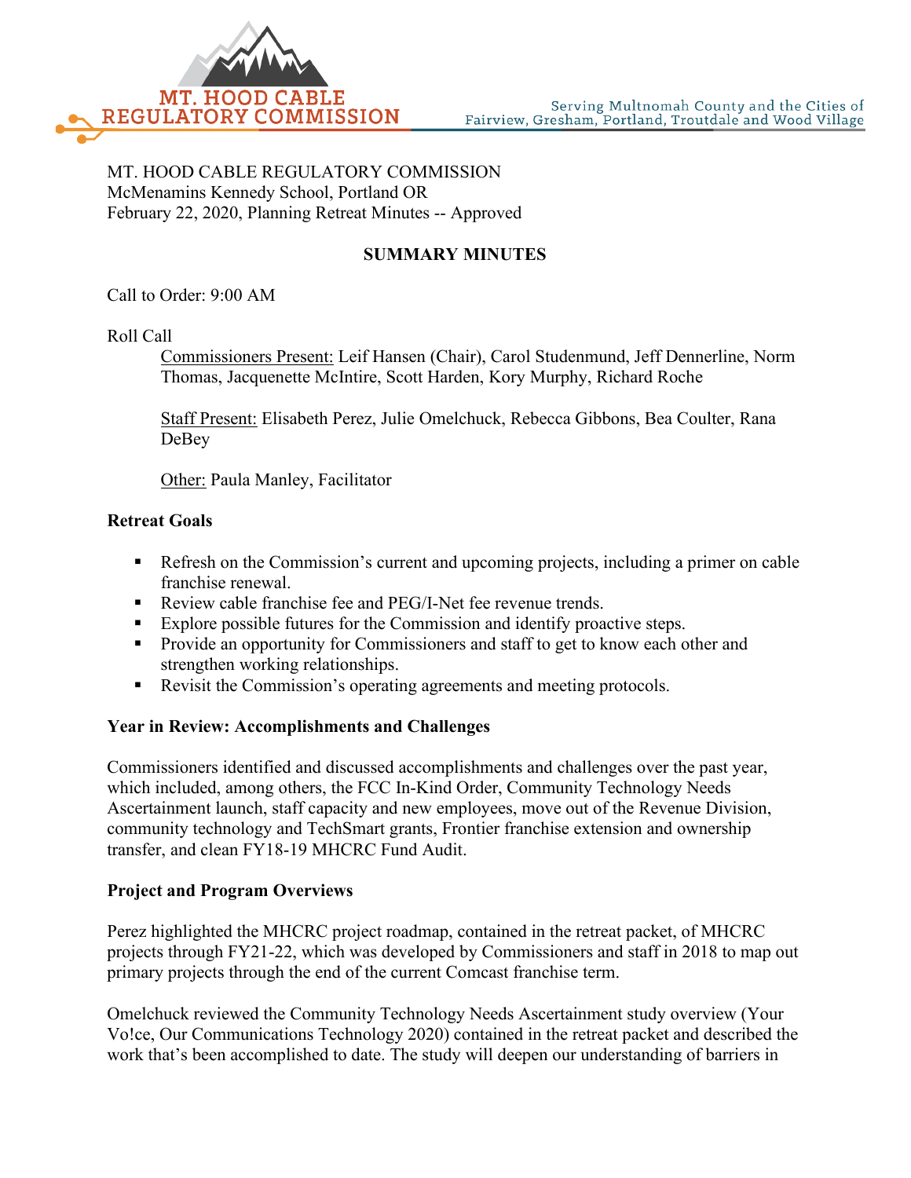MT. HOOD CABLE REGULATORY COMMISSION

Serving Multnomah County and the Cities of Fairview, Gresham, Portland, Troutdale and Wood Village

MT. HOOD CABLE REGULATORY COMMISSION
McMenamins Kennedy School, Portland OR
February 22, 2020, Planning Retreat Minutes -- Approved

## SUMMARY MINUTES

Call to Order: 9:00 AM

Roll Call

Commissioners Present: Leif Hansen (Chair), Carol Studenmund, Jeff Dennerline, Norm Thomas, Jacquenette McIntire, Scott Harden, Kory Murphy, Richard Roche

Staff Present: Elisabeth Perez, Julie Omelchuck, Rebecca Gibbons, Bea Coulter, Rana DeBey

Other: Paula Manley, Facilitator

**Retreat Goals**

- Refresh on the Commission's current and upcoming projects, including a primer on cable franchise renewal.
- Review cable franchise fee and PEG/I-Net fee revenue trends.
- Explore possible futures for the Commission and identify proactive steps.
- Provide an opportunity for Commissioners and staff to get to know each other and strengthen working relationships.
- Revisit the Commission's operating agreements and meeting protocols.

**Year in Review: Accomplishments and Challenges**

Commissioners identified and discussed accomplishments and challenges over the past year, which included, among others, the FCC In-Kind Order, Community Technology Needs Ascertainment launch, staff capacity and new employees, move out of the Revenue Division, community technology and TechSmart grants, Frontier franchise extension and ownership transfer, and clean FY18-19 MHCRC Fund Audit.

**Project and Program Overviews**

Perez highlighted the MHCRC project roadmap, contained in the retreat packet, of MHCRC projects through FY21-22, which was developed by Commissioners and staff in 2018 to map out primary projects through the end of the current Comcast franchise term.

Omelchuck reviewed the Community Technology Needs Ascertainment study overview (Your Vo!ce, Our Communications Technology 2020) contained in the retreat packet and described the work that's been accomplished to date. The study will deepen our understanding of barriers in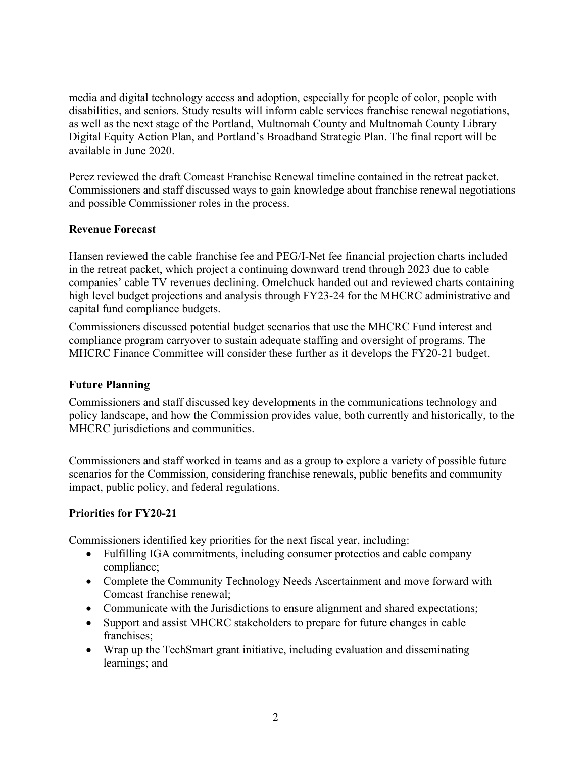media and digital technology access and adoption, especially for people of color, people with disabilities, and seniors. Study results will inform cable services franchise renewal negotiations, as well as the next stage of the Portland, Multnomah County and Multnomah County Library Digital Equity Action Plan, and Portland's Broadband Strategic Plan. The final report will be available in June 2020.

Perez reviewed the draft Comcast Franchise Renewal timeline contained in the retreat packet. Commissioners and staff discussed ways to gain knowledge about franchise renewal negotiations and possible Commissioner roles in the process.

**Revenue Forecast**

Hansen reviewed the cable franchise fee and PEG/I-Net fee financial projection charts included in the retreat packet, which project a continuing downward trend through 2023 due to cable companies' cable TV revenues declining. Omelchuck handed out and reviewed charts containing high level budget projections and analysis through FY23-24 for the MHCRC administrative and capital fund compliance budgets.

Commissioners discussed potential budget scenarios that use the MHCRC Fund interest and compliance program carryover to sustain adequate staffing and oversight of programs. The MHCRC Finance Committee will consider these further as it develops the FY20-21 budget.

**Future Planning**

Commissioners and staff discussed key developments in the communications technology and policy landscape, and how the Commission provides value, both currently and historically, to the MHCRC jurisdictions and communities.

Commissioners and staff worked in teams and as a group to explore a variety of possible future scenarios for the Commission, considering franchise renewals, public benefits and community impact, public policy, and federal regulations.

**Priorities for FY20-21**

Commissioners identified key priorities for the next fiscal year, including:

- Fulfilling IGA commitments, including consumer protectios and cable company compliance;
- Complete the Community Technology Needs Ascertainment and move forward with Comcast franchise renewal;
- Communicate with the Jurisdictions to ensure alignment and shared expectations;
- Support and assist MHCRC stakeholders to prepare for future changes in cable franchises;
- Wrap up the TechSmart grant initiative, including evaluation and disseminating learnings; and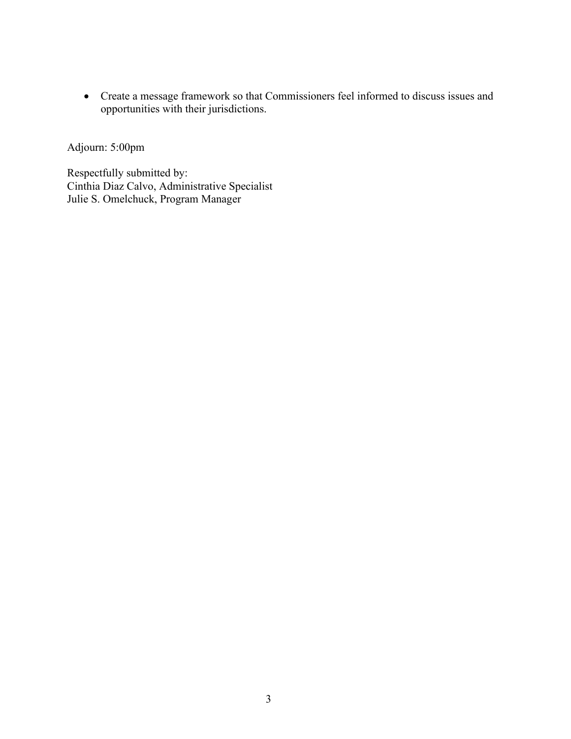- Create a message framework so that Commissioners feel informed to discuss issues and opportunities with their jurisdictions.

Adjourn: 5:00pm

Respectfully submitted by:
Cinthia Diaz Calvo, Administrative Specialist
Julie S. Omelchuck, Program Manager